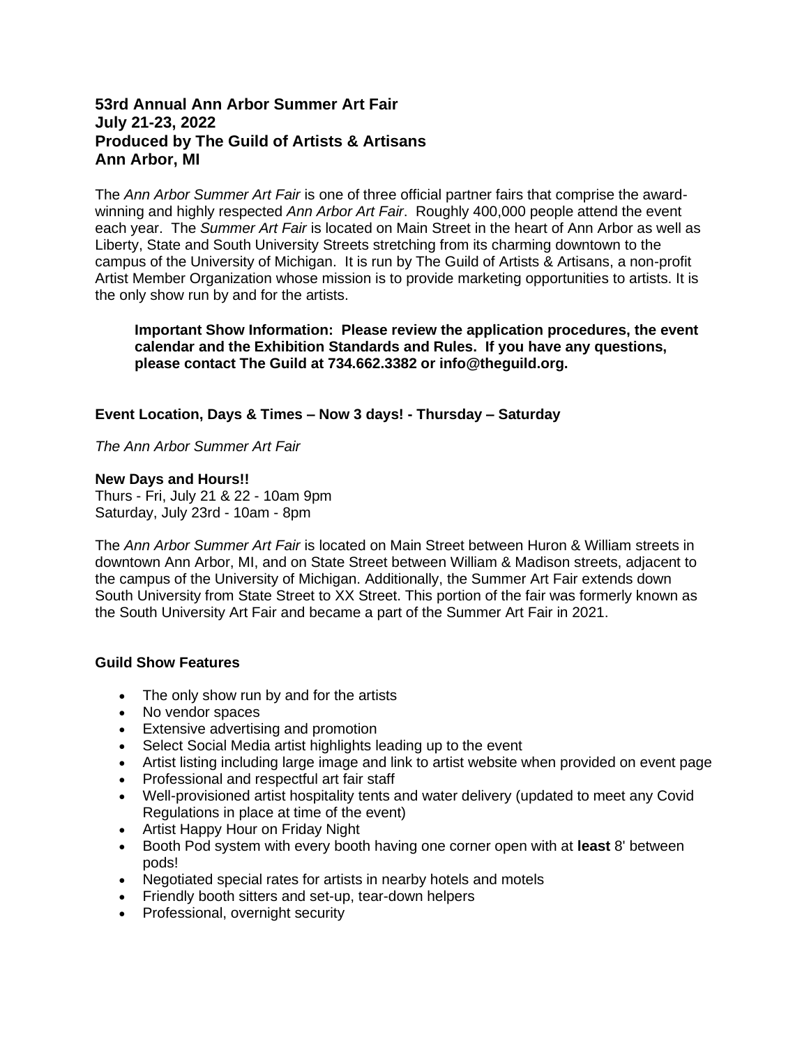**53rd Annual Ann Arbor Summer Art Fair**
**July 21-23, 2022**
**Produced by The Guild of Artists & Artisans**
**Ann Arbor, MI**

The *Ann Arbor Summer Art Fair* is one of three official partner fairs that comprise the award-winning and highly respected *Ann Arbor Art Fair*. Roughly 400,000 people attend the event each year. The *Summer Art Fair* is located on Main Street in the heart of Ann Arbor as well as Liberty, State and South University Streets stretching from its charming downtown to the campus of the University of Michigan. It is run by The Guild of Artists & Artisans, a non-profit Artist Member Organization whose mission is to provide marketing opportunities to artists. It is the only show run by and for the artists.

> **Important Show Information: Please review the application procedures, the event calendar and the Exhibition Standards and Rules. If you have any questions, please contact The Guild at 734.662.3382 or info@theguild.org.**

**Event Location, Days & Times – Now 3 days! - Thursday – Saturday**

*The Ann Arbor Summer Art Fair*

**New Days and Hours!!**
Thurs - Fri, July 21 & 22 - 10am 9pm
Saturday, July 23rd - 10am - 8pm

The *Ann Arbor Summer Art Fair* is located on Main Street between Huron & William streets in downtown Ann Arbor, MI, and on State Street between William & Madison streets, adjacent to the campus of the University of Michigan. Additionally, the Summer Art Fair extends down South University from State Street to XX Street. This portion of the fair was formerly known as the South University Art Fair and became a part of the Summer Art Fair in 2021.

**Guild Show Features**

- The only show run by and for the artists
- No vendor spaces
- Extensive advertising and promotion
- Select Social Media artist highlights leading up to the event
- Artist listing including large image and link to artist website when provided on event page
- Professional and respectful art fair staff
- Well-provisioned artist hospitality tents and water delivery (updated to meet any Covid Regulations in place at time of the event)
- Artist Happy Hour on Friday Night
- Booth Pod system with every booth having one corner open with at **least** 8' between pods!
- Negotiated special rates for artists in nearby hotels and motels
- Friendly booth sitters and set-up, tear-down helpers
- Professional, overnight security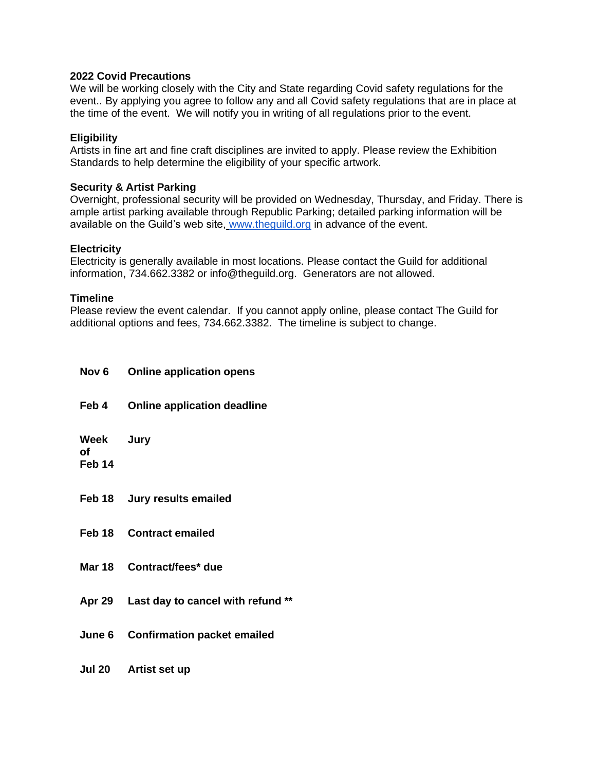**2022 Covid Precautions**
We will be working closely with the City and State regarding Covid safety regulations for the event.. By applying you agree to follow any and all Covid safety regulations that are in place at the time of the event. We will notify you in writing of all regulations prior to the event.

**Eligibility**
Artists in fine art and fine craft disciplines are invited to apply. Please review the Exhibition Standards to help determine the eligibility of your specific artwork.

**Security & Artist Parking**
Overnight, professional security will be provided on Wednesday, Thursday, and Friday. There is ample artist parking available through Republic Parking; detailed parking information will be available on the Guild's web site, www.theguild.org in advance of the event.

**Electricity**
Electricity is generally available in most locations. Please contact the Guild for additional information, 734.662.3382 or info@theguild.org. Generators are not allowed.

**Timeline**
Please review the event calendar. If you cannot apply online, please contact The Guild for additional options and fees, 734.662.3382. The timeline is subject to change.

| | |
|---|---|
| **Nov 6** | **Online application opens** |
| **Feb 4** | **Online application deadline** |
| **Week of Feb 14** | **Jury** |
| **Feb 18** | **Jury results emailed** |
| **Feb 18** | **Contract emailed** |
| **Mar 18** | **Contract/fees* due** |
| **Apr 29** | **Last day to cancel with refund **** |
| **June 6** | **Confirmation packet emailed** |
| **Jul 20** | **Artist set up** |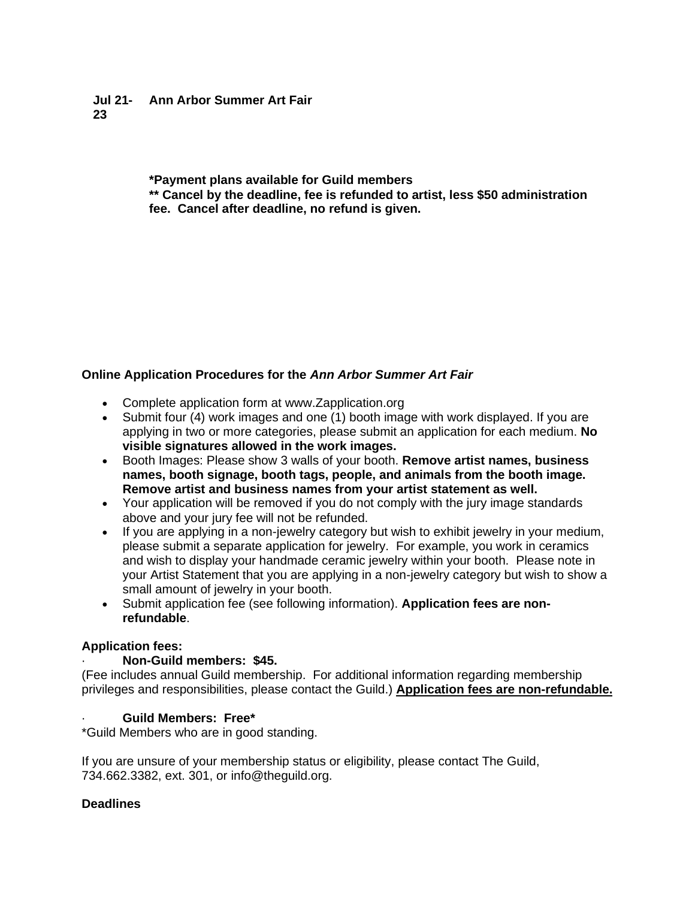| | |
|---|---|
| **Jul 21-23** | **Ann Arbor Summer Art Fair** |

**\*Payment plans available for Guild members**
**\*\* Cancel by the deadline, fee is refunded to artist, less $50 administration fee. Cancel after deadline, no refund is given.**

**Online Application Procedures for the *Ann Arbor Summer Art Fair***

- Complete application form at www.Zapplication.org
- Submit four (4) work images and one (1) booth image with work displayed. If you are applying in two or more categories, please submit an application for each medium. **No visible signatures allowed in the work images.**
- Booth Images: Please show 3 walls of your booth. **Remove artist names, business names, booth signage, booth tags, people, and animals from the booth image. Remove artist and business names from your artist statement as well.**
- Your application will be removed if you do not comply with the jury image standards above and your jury fee will not be refunded.
- If you are applying in a non-jewelry category but wish to exhibit jewelry in your medium, please submit a separate application for jewelry. For example, you work in ceramics and wish to display your handmade ceramic jewelry within your booth. Please note in your Artist Statement that you are applying in a non-jewelry category but wish to show a small amount of jewelry in your booth.
- Submit application fee (see following information). **Application fees are non-refundable**.

**Application fees:**

- **Non-Guild members: $45.**

(Fee includes annual Guild membership. For additional information regarding membership privileges and responsibilities, please contact the Guild.) **<u>Application fees are non-refundable.</u>**

- **Guild Members: Free\***

\*Guild Members who are in good standing.

If you are unsure of your membership status or eligibility, please contact The Guild, 734.662.3382, ext. 301, or info@theguild.org.

**Deadlines**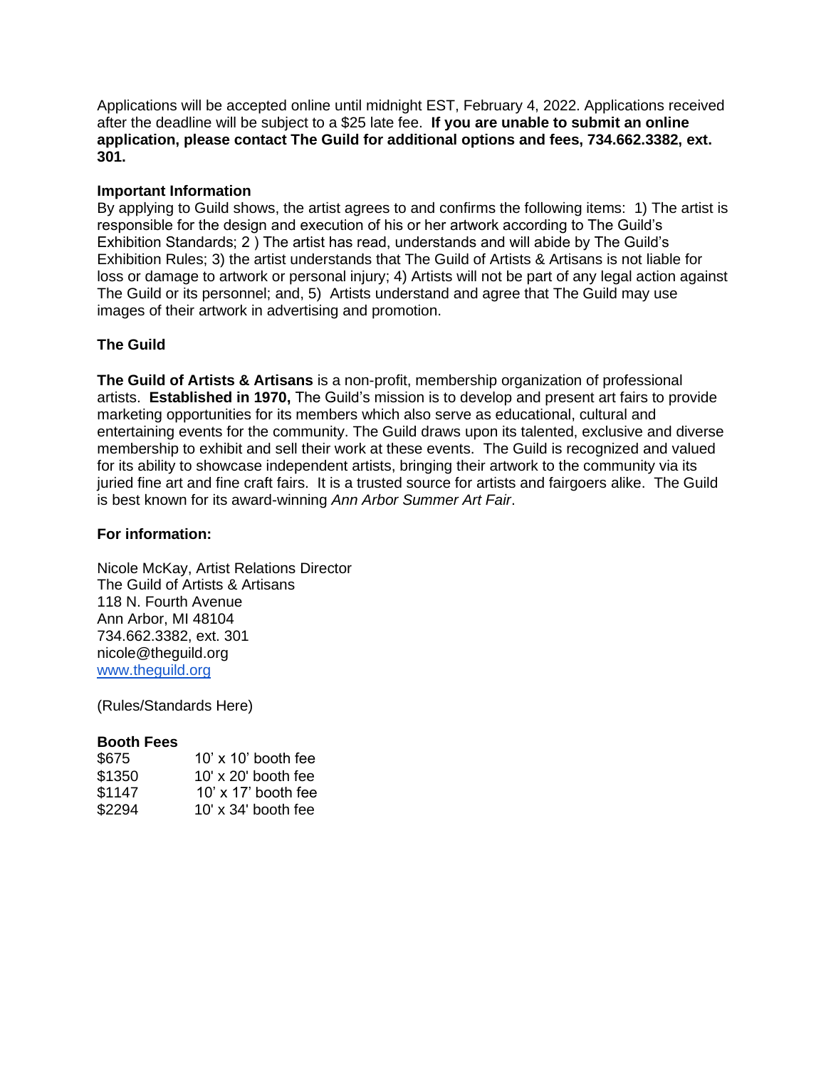Applications will be accepted online until midnight EST, February 4, 2022. Applications received after the deadline will be subject to a $25 late fee. **If you are unable to submit an online application, please contact The Guild for additional options and fees, 734.662.3382, ext. 301.**

**Important Information**

By applying to Guild shows, the artist agrees to and confirms the following items: 1) The artist is responsible for the design and execution of his or her artwork according to The Guild's Exhibition Standards; 2 ) The artist has read, understands and will abide by The Guild's Exhibition Rules; 3) the artist understands that The Guild of Artists & Artisans is not liable for loss or damage to artwork or personal injury; 4) Artists will not be part of any legal action against The Guild or its personnel; and, 5) Artists understand and agree that The Guild may use images of their artwork in advertising and promotion.

**The Guild**

**The Guild of Artists & Artisans** is a non-profit, membership organization of professional artists. **Established in 1970,** The Guild's mission is to develop and present art fairs to provide marketing opportunities for its members which also serve as educational, cultural and entertaining events for the community. The Guild draws upon its talented, exclusive and diverse membership to exhibit and sell their work at these events. The Guild is recognized and valued for its ability to showcase independent artists, bringing their artwork to the community via its juried fine art and fine craft fairs. It is a trusted source for artists and fairgoers alike. The Guild is best known for its award-winning *Ann Arbor Summer Art Fair*.

**For information:**

Nicole McKay, Artist Relations Director
The Guild of Artists & Artisans
118 N. Fourth Avenue
Ann Arbor, MI 48104
734.662.3382, ext. 301
nicole@theguild.org
www.theguild.org

(Rules/Standards Here)

**Booth Fees**

| | |
|---|---|
| $675 | 10' x 10' booth fee |
| $1350 | 10' x 20' booth fee |
| $1147 | 10' x 17' booth fee |
| $2294 | 10' x 34' booth fee |